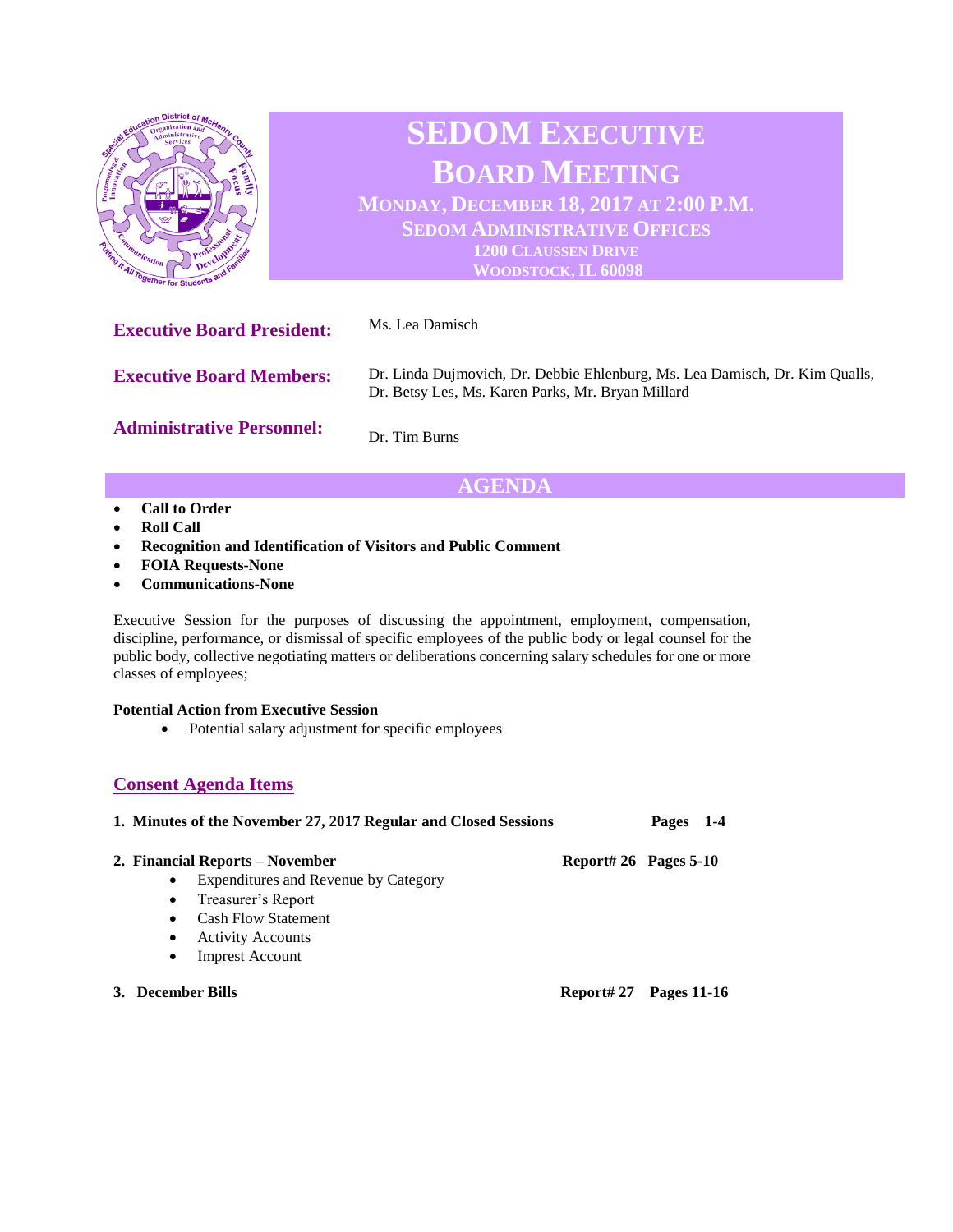# SEDOM Executive Board Meeting

**Monday, December 18, 2017 at 2:00 P.M.**
**SEDOM Administrative Offices**
**1200 Claussen Drive**
**Woodstock, IL 60098**

**Executive Board President:** Ms. Lea Damisch

**Executive Board Members:** Dr. Linda Dujmovich, Dr. Debbie Ehlenburg, Ms. Lea Damisch, Dr. Kim Qualls, Dr. Betsy Les, Ms. Karen Parks, Mr. Bryan Millard

**Administrative Personnel:** Dr. Tim Burns

## AGENDA

- **Call to Order**
- **Roll Call**
- **Recognition and Identification of Visitors and Public Comment**
- **FOIA Requests-None**
- **Communications-None**

Executive Session for the purposes of discussing the appointment, employment, compensation, discipline, performance, or dismissal of specific employees of the public body or legal counsel for the public body, collective negotiating matters or deliberations concerning salary schedules for one or more classes of employees;

**Potential Action from Executive Session**

- Potential salary adjustment for specific employees

## Consent Agenda Items

1. **Minutes of the November 27, 2017 Regular and Closed Sessions** — **Pages 1-4**

2. **Financial Reports – November** — **Report# 26 Pages 5-10**
   - Expenditures and Revenue by Category
   - Treasurer's Report
   - Cash Flow Statement
   - Activity Accounts
   - Imprest Account

3. **December Bills** — **Report# 27 Pages 11-16**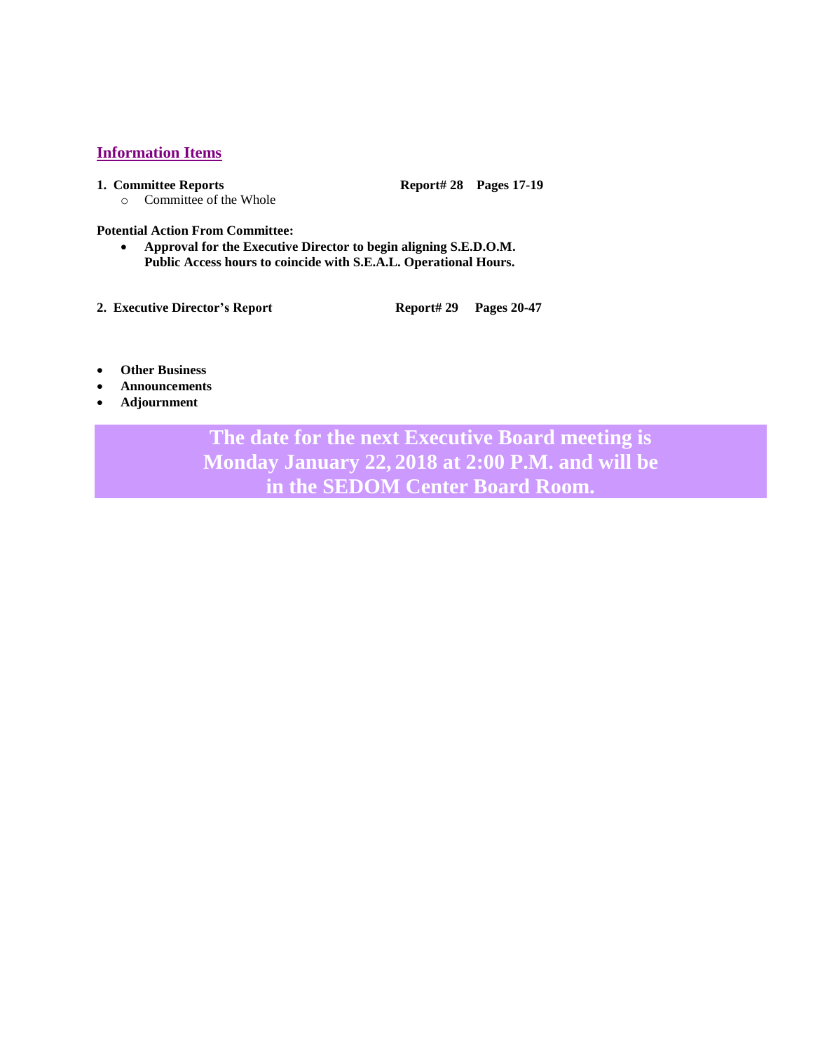## Information Items

1. **Committee Reports** **Report# 28 Pages 17-19**
   - Committee of the Whole

**Potential Action From Committee:**

- **Approval for the Executive Director to begin aligning S.E.D.O.M. Public Access hours to coincide with S.E.A.L. Operational Hours.**

2. **Executive Director's Report** **Report# 29 Pages 20-47**

- **Other Business**
- **Announcements**
- **Adjournment**

**The date for the next Executive Board meeting is Monday January 22, 2018 at 2:00 P.M. and will be in the SEDOM Center Board Room.**